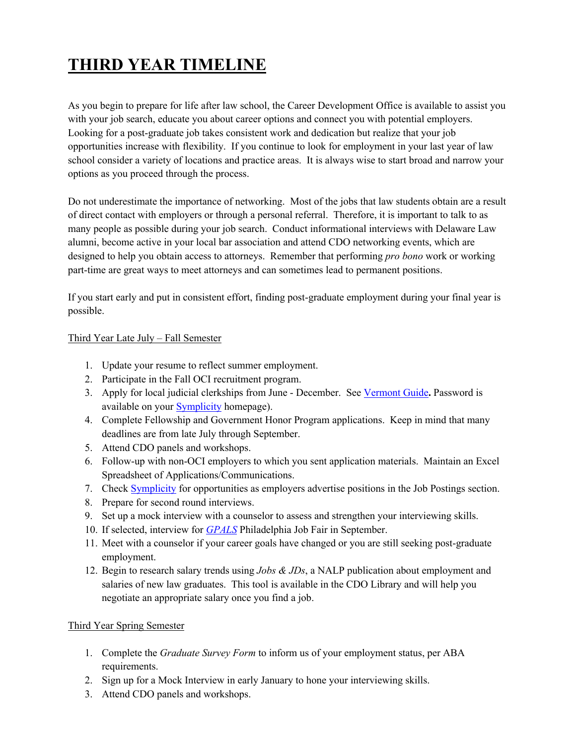# THIRD YEAR TIMELINE

As you begin to prepare for life after law school, the Career Development Office is available to assist you with your job search, educate you about career options and connect you with potential employers. Looking for a post-graduate job takes consistent work and dedication but realize that your job opportunities increase with flexibility. If you continue to look for employment in your last year of law school consider a variety of locations and practice areas. It is always wise to start broad and narrow your options as you proceed through the process.

Do not underestimate the importance of networking. Most of the jobs that law students obtain are a result of direct contact with employers or through a personal referral. Therefore, it is important to talk to as many people as possible during your job search. Conduct informational interviews with Delaware Law alumni, become active in your local bar association and attend CDO networking events, which are designed to help you obtain access to attorneys. Remember that performing *pro bono* work or working part-time are great ways to meet attorneys and can sometimes lead to permanent positions.

If you start early and put in consistent effort, finding post-graduate employment during your final year is possible.

Third Year Late July – Fall Semester

1. Update your resume to reflect summer employment.
2. Participate in the Fall OCI recruitment program.
3. Apply for local judicial clerkships from June - December. See Vermont Guide**.** Password is available on your Symplicity homepage).
4. Complete Fellowship and Government Honor Program applications. Keep in mind that many deadlines are from late July through September.
5. Attend CDO panels and workshops.
6. Follow-up with non-OCI employers to which you sent application materials. Maintain an Excel Spreadsheet of Applications/Communications.
7. Check Symplicity for opportunities as employers advertise positions in the Job Postings section.
8. Prepare for second round interviews.
9. Set up a mock interview with a counselor to assess and strengthen your interviewing skills.
10. If selected, interview for *GPALS* Philadelphia Job Fair in September.
11. Meet with a counselor if your career goals have changed or you are still seeking post-graduate employment.
12. Begin to research salary trends using *Jobs & JDs*, a NALP publication about employment and salaries of new law graduates. This tool is available in the CDO Library and will help you negotiate an appropriate salary once you find a job.

Third Year Spring Semester

1. Complete the *Graduate Survey Form* to inform us of your employment status, per ABA requirements.
2. Sign up for a Mock Interview in early January to hone your interviewing skills.
3. Attend CDO panels and workshops.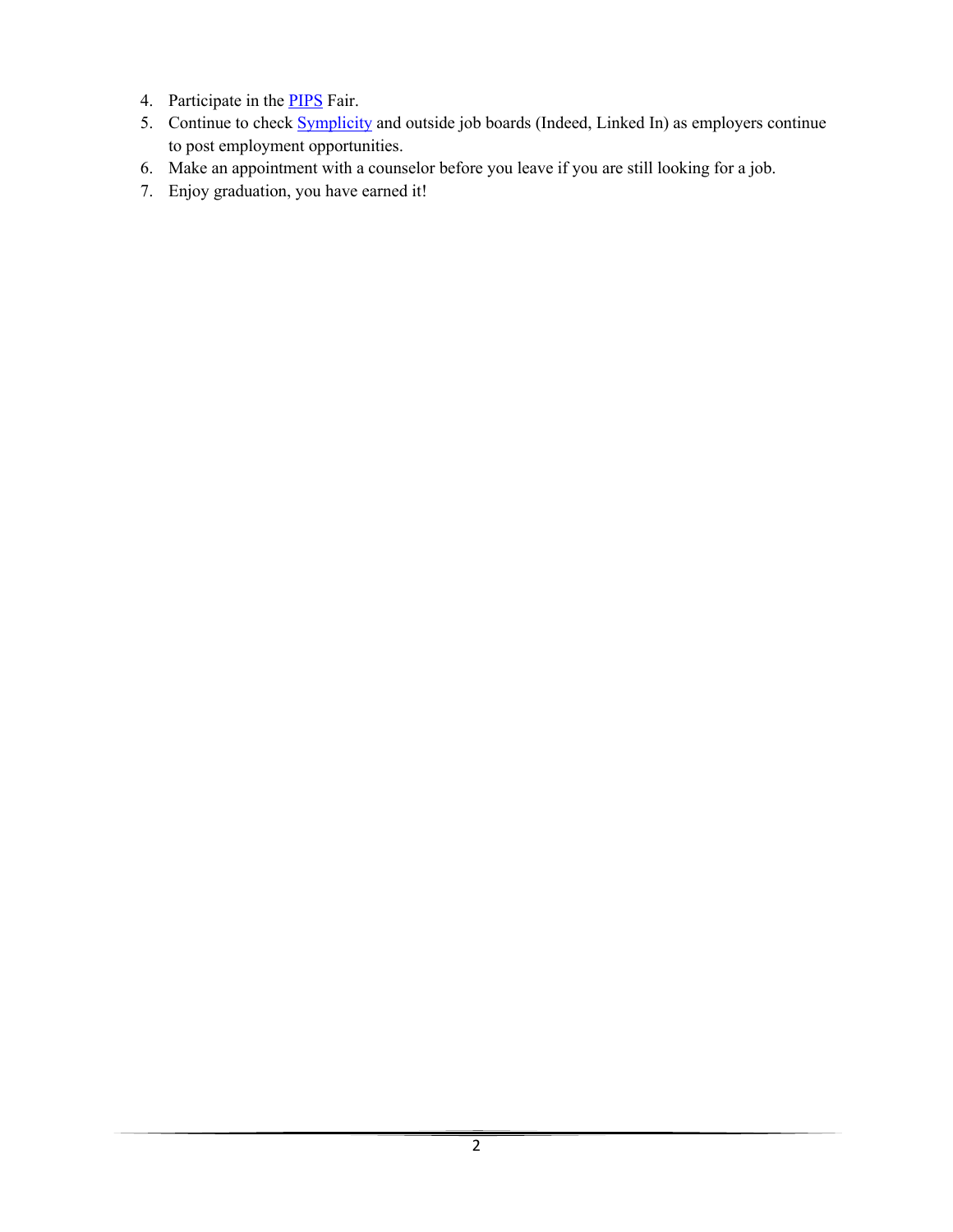4. Participate in the PIPS Fair.
5. Continue to check Symplicity and outside job boards (Indeed, Linked In) as employers continue to post employment opportunities.
6. Make an appointment with a counselor before you leave if you are still looking for a job.
7. Enjoy graduation, you have earned it!